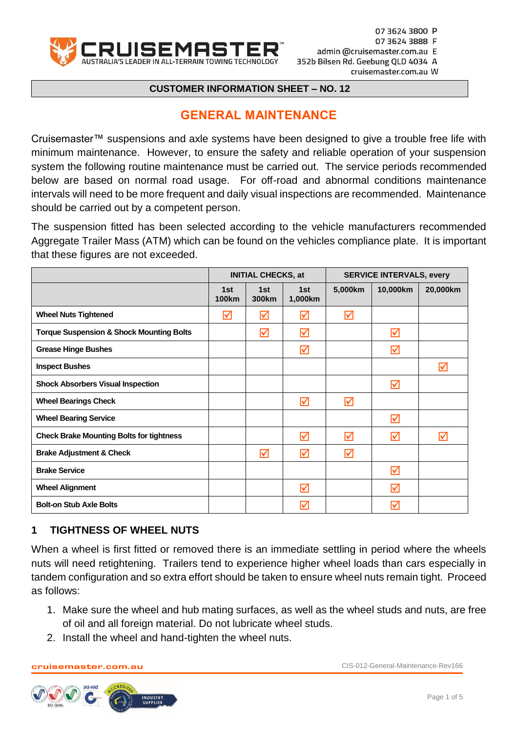07 3624 3800 P
07 3624 3888 F
admin @cruisemaster.com.au E
352b Bilsen Rd. Geebung QLD 4034 A
cruisemaster.com.au W

**CUSTOMER INFORMATION SHEET – NO. 12**

# GENERAL MAINTENANCE

Cruisemaster™ suspensions and axle systems have been designed to give a trouble free life with minimum maintenance. However, to ensure the safety and reliable operation of your suspension system the following routine maintenance must be carried out. The service periods recommended below are based on normal road usage. For off-road and abnormal conditions maintenance intervals will need to be more frequent and daily visual inspections are recommended. Maintenance should be carried out by a competent person.

The suspension fitted has been selected according to the vehicle manufacturers recommended Aggregate Trailer Mass (ATM) which can be found on the vehicles compliance plate. It is important that these figures are not exceeded.

| | INITIAL CHECKS, at | | | SERVICE INTERVALS, every | | |
|---|---|---|---|---|---|---|
| | 1st 100km | 1st 300km | 1st 1,000km | 5,000km | 10,000km | 20,000km |
| **Wheel Nuts Tightened** | ☑ | ☑ | ☑ | ☑ | | |
| **Torque Suspension & Shock Mounting Bolts** | | ☑ | ☑ | | ☑ | |
| **Grease Hinge Bushes** | | | ☑ | | ☑ | |
| **Inspect Bushes** | | | | | | ☑ |
| **Shock Absorbers Visual Inspection** | | | | | ☑ | |
| **Wheel Bearings Check** | | | ☑ | ☑ | | |
| **Wheel Bearing Service** | | | | | ☑ | |
| **Check Brake Mounting Bolts for tightness** | | | ☑ | ☑ | ☑ | ☑ |
| **Brake Adjustment & Check** | | ☑ | ☑ | ☑ | | |
| **Brake Service** | | | | | ☑ | |
| **Wheel Alignment** | | | ☑ | | ☑ | |
| **Bolt-on Stub Axle Bolts** | | | ☑ | | ☑ | |

## 1 TIGHTNESS OF WHEEL NUTS

When a wheel is first fitted or removed there is an immediate settling in period where the wheels nuts will need retightening. Trailers tend to experience higher wheel loads than cars especially in tandem configuration and so extra effort should be taken to ensure wheel nuts remain tight. Proceed as follows:

1. Make sure the wheel and hub mating surfaces, as well as the wheel studs and nuts, are free of oil and all foreign material. Do not lubricate wheel studs.
2. Install the wheel and hand-tighten the wheel nuts.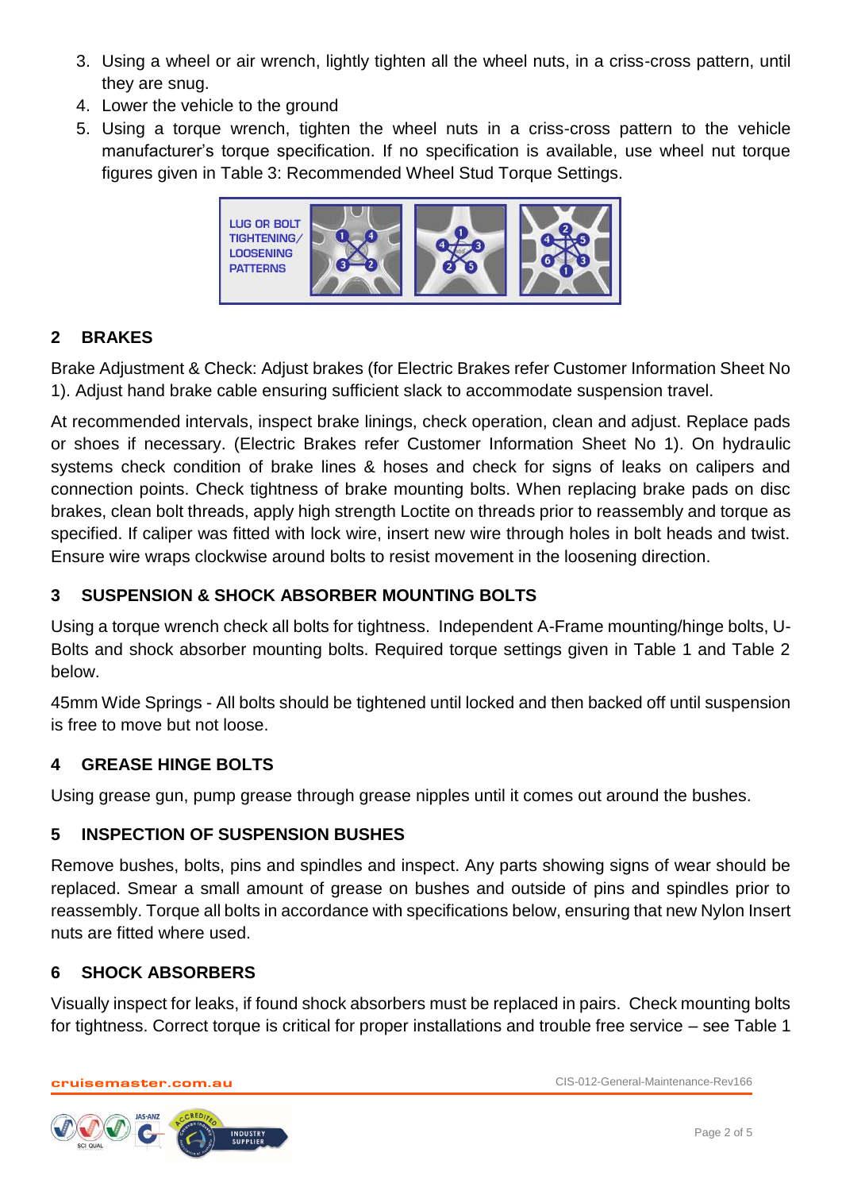3. Using a wheel or air wrench, lightly tighten all the wheel nuts, in a criss-cross pattern, until they are snug.
4. Lower the vehicle to the ground
5. Using a torque wrench, tighten the wheel nuts in a criss-cross pattern to the vehicle manufacturer's torque specification. If no specification is available, use wheel nut torque figures given in Table 3: Recommended Wheel Stud Torque Settings.

LUG OR BOLT TIGHTENING/ LOOSENING PATTERNS

## 2 BRAKES

Brake Adjustment & Check: Adjust brakes (for Electric Brakes refer Customer Information Sheet No 1). Adjust hand brake cable ensuring sufficient slack to accommodate suspension travel.

At recommended intervals, inspect brake linings, check operation, clean and adjust. Replace pads or shoes if necessary. (Electric Brakes refer Customer Information Sheet No 1). On hydraulic systems check condition of brake lines & hoses and check for signs of leaks on calipers and connection points. Check tightness of brake mounting bolts. When replacing brake pads on disc brakes, clean bolt threads, apply high strength Loctite on threads prior to reassembly and torque as specified. If caliper was fitted with lock wire, insert new wire through holes in bolt heads and twist. Ensure wire wraps clockwise around bolts to resist movement in the loosening direction.

## 3 SUSPENSION & SHOCK ABSORBER MOUNTING BOLTS

Using a torque wrench check all bolts for tightness. Independent A-Frame mounting/hinge bolts, U-Bolts and shock absorber mounting bolts. Required torque settings given in Table 1 and Table 2 below.

45mm Wide Springs - All bolts should be tightened until locked and then backed off until suspension is free to move but not loose.

## 4 GREASE HINGE BOLTS

Using grease gun, pump grease through grease nipples until it comes out around the bushes.

## 5 INSPECTION OF SUSPENSION BUSHES

Remove bushes, bolts, pins and spindles and inspect. Any parts showing signs of wear should be replaced. Smear a small amount of grease on bushes and outside of pins and spindles prior to reassembly. Torque all bolts in accordance with specifications below, ensuring that new Nylon Insert nuts are fitted where used.

## 6 SHOCK ABSORBERS

Visually inspect for leaks, if found shock absorbers must be replaced in pairs. Check mounting bolts for tightness. Correct torque is critical for proper installations and trouble free service – see Table 1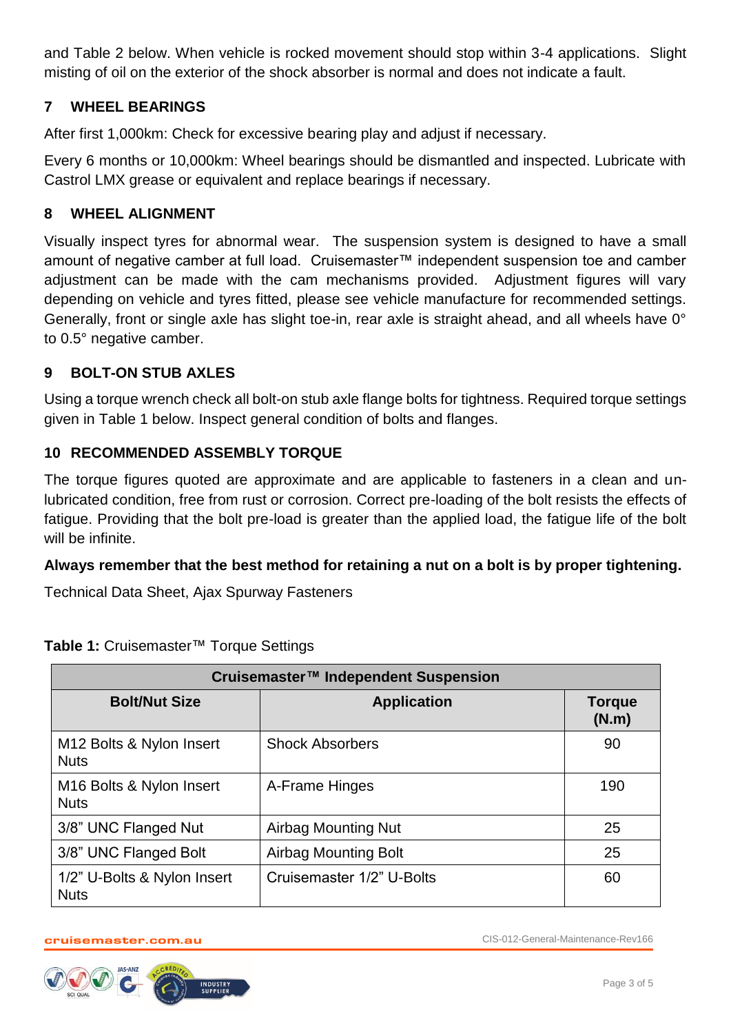and Table 2 below. When vehicle is rocked movement should stop within 3-4 applications. Slight misting of oil on the exterior of the shock absorber is normal and does not indicate a fault.

## 7 WHEEL BEARINGS

After first 1,000km: Check for excessive bearing play and adjust if necessary.

Every 6 months or 10,000km: Wheel bearings should be dismantled and inspected. Lubricate with Castrol LMX grease or equivalent and replace bearings if necessary.

## 8 WHEEL ALIGNMENT

Visually inspect tyres for abnormal wear. The suspension system is designed to have a small amount of negative camber at full load. Cruisemaster™ independent suspension toe and camber adjustment can be made with the cam mechanisms provided. Adjustment figures will vary depending on vehicle and tyres fitted, please see vehicle manufacture for recommended settings. Generally, front or single axle has slight toe-in, rear axle is straight ahead, and all wheels have 0° to 0.5° negative camber.

## 9 BOLT-ON STUB AXLES

Using a torque wrench check all bolt-on stub axle flange bolts for tightness. Required torque settings given in Table 1 below. Inspect general condition of bolts and flanges.

## 10 RECOMMENDED ASSEMBLY TORQUE

The torque figures quoted are approximate and are applicable to fasteners in a clean and un-lubricated condition, free from rust or corrosion. Correct pre-loading of the bolt resists the effects of fatigue. Providing that the bolt pre-load is greater than the applied load, the fatigue life of the bolt will be infinite.

**Always remember that the best method for retaining a nut on a bolt is by proper tightening.**

Technical Data Sheet, Ajax Spurway Fasteners

**Table 1:** Cruisemaster™ Torque Settings

| Cruisemaster™ Independent Suspension | | |
|---|---|---|
| **Bolt/Nut Size** | **Application** | **Torque (N.m)** |
| M12 Bolts & Nylon Insert Nuts | Shock Absorbers | 90 |
| M16 Bolts & Nylon Insert Nuts | A-Frame Hinges | 190 |
| 3/8" UNC Flanged Nut | Airbag Mounting Nut | 25 |
| 3/8" UNC Flanged Bolt | Airbag Mounting Bolt | 25 |
| 1/2" U-Bolts & Nylon Insert Nuts | Cruisemaster 1/2" U-Bolts | 60 |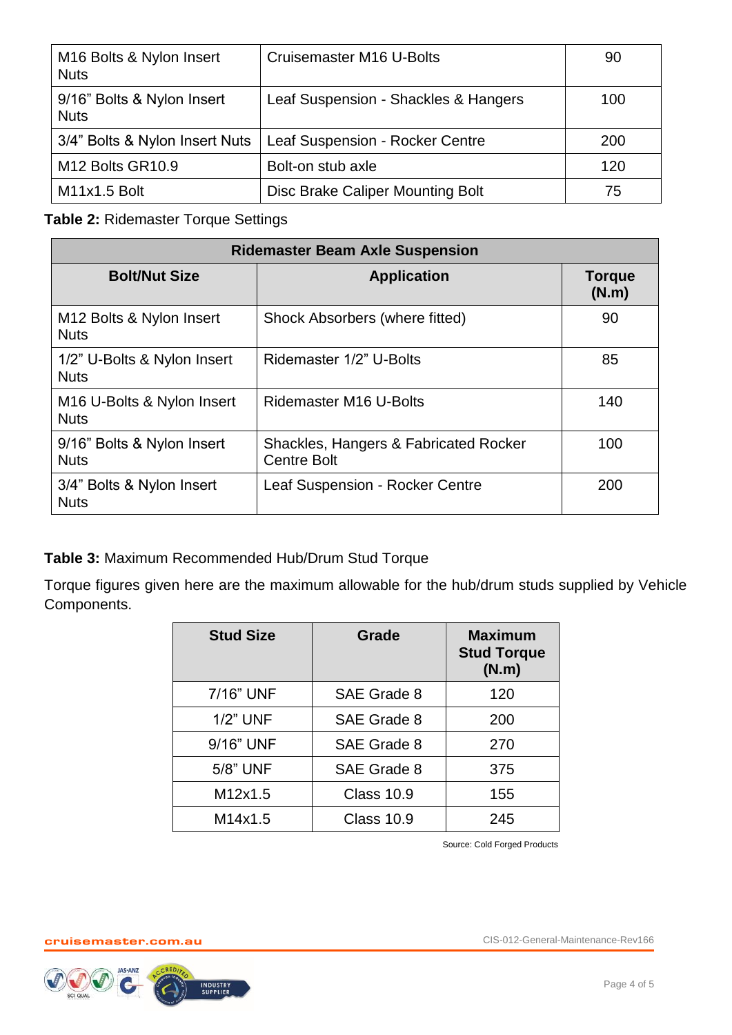| M16 Bolts & Nylon Insert Nuts | Cruisemaster M16 U-Bolts | 90 |
|---|---|---|
| 9/16" Bolts & Nylon Insert Nuts | Leaf Suspension - Shackles & Hangers | 100 |
| 3/4" Bolts & Nylon Insert Nuts | Leaf Suspension - Rocker Centre | 200 |
| M12 Bolts GR10.9 | Bolt-on stub axle | 120 |
| M11x1.5 Bolt | Disc Brake Caliper Mounting Bolt | 75 |

**Table 2:** Ridemaster Torque Settings

| Ridemaster Beam Axle Suspension | | |
|---|---|---|
| **Bolt/Nut Size** | **Application** | **Torque (N.m)** |
| M12 Bolts & Nylon Insert Nuts | Shock Absorbers (where fitted) | 90 |
| 1/2" U-Bolts & Nylon Insert Nuts | Ridemaster 1/2" U-Bolts | 85 |
| M16 U-Bolts & Nylon Insert Nuts | Ridemaster M16 U-Bolts | 140 |
| 9/16" Bolts & Nylon Insert Nuts | Shackles, Hangers & Fabricated Rocker Centre Bolt | 100 |
| 3/4" Bolts & Nylon Insert Nuts | Leaf Suspension - Rocker Centre | 200 |

**Table 3:** Maximum Recommended Hub/Drum Stud Torque

Torque figures given here are the maximum allowable for the hub/drum studs supplied by Vehicle Components.

| Stud Size | Grade | Maximum Stud Torque (N.m) |
|---|---|---|
| 7/16" UNF | SAE Grade 8 | 120 |
| 1/2" UNF | SAE Grade 8 | 200 |
| 9/16" UNF | SAE Grade 8 | 270 |
| 5/8" UNF | SAE Grade 8 | 375 |
| M12x1.5 | Class 10.9 | 155 |
| M14x1.5 | Class 10.9 | 245 |

Source: Cold Forged Products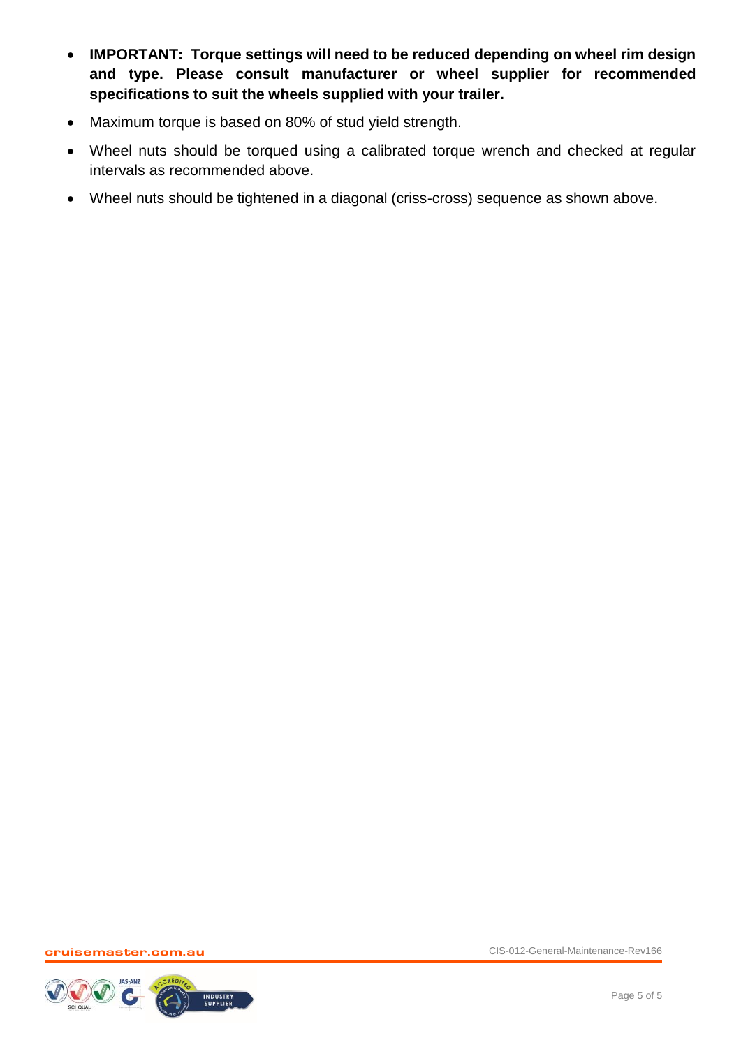- **IMPORTANT: Torque settings will need to be reduced depending on wheel rim design and type. Please consult manufacturer or wheel supplier for recommended specifications to suit the wheels supplied with your trailer.**
- Maximum torque is based on 80% of stud yield strength.
- Wheel nuts should be torqued using a calibrated torque wrench and checked at regular intervals as recommended above.
- Wheel nuts should be tightened in a diagonal (criss-cross) sequence as shown above.